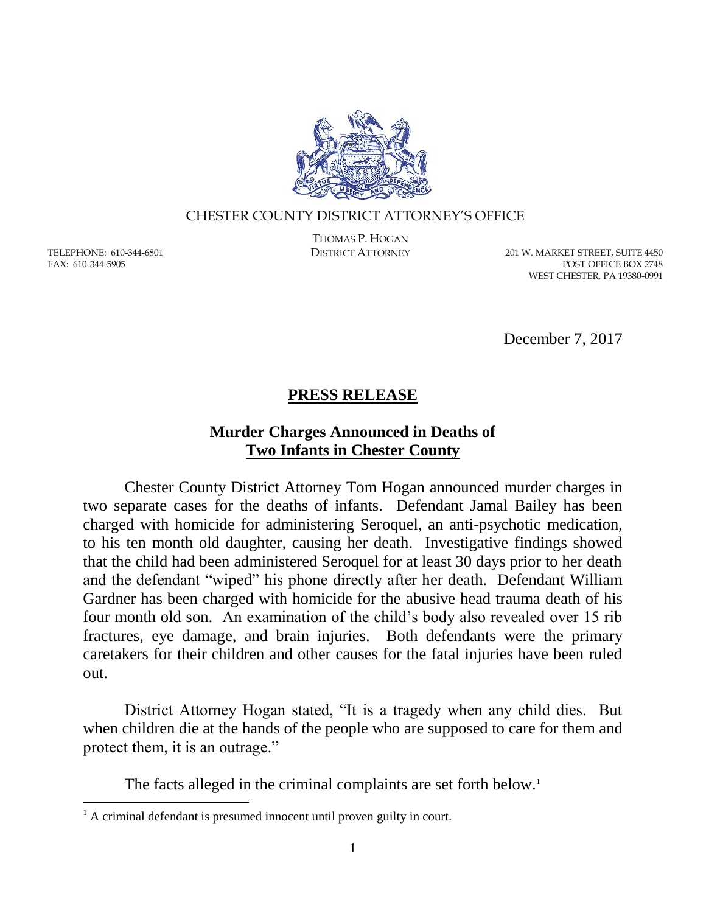CHESTER COUNTY DISTRICT ATTORNEY'S OFFICE

THOMAS P. HOGAN
DISTRICT ATTORNEY

TELEPHONE: 610-344-6801
FAX: 610-344-5905

201 W. MARKET STREET, SUITE 4450
POST OFFICE BOX 2748
WEST CHESTER, PA 19380-0991

December 7, 2017

## PRESS RELEASE

### Murder Charges Announced in Deaths of Two Infants in Chester County

Chester County District Attorney Tom Hogan announced murder charges in two separate cases for the deaths of infants. Defendant Jamal Bailey has been charged with homicide for administering Seroquel, an anti-psychotic medication, to his ten month old daughter, causing her death. Investigative findings showed that the child had been administered Seroquel for at least 30 days prior to her death and the defendant "wiped" his phone directly after her death. Defendant William Gardner has been charged with homicide for the abusive head trauma death of his four month old son. An examination of the child's body also revealed over 15 rib fractures, eye damage, and brain injuries. Both defendants were the primary caretakers for their children and other causes for the fatal injuries have been ruled out.

District Attorney Hogan stated, "It is a tragedy when any child dies. But when children die at the hands of the people who are supposed to care for them and protect them, it is an outrage."

The facts alleged in the criminal complaints are set forth below.[1]

[1] A criminal defendant is presumed innocent until proven guilty in court.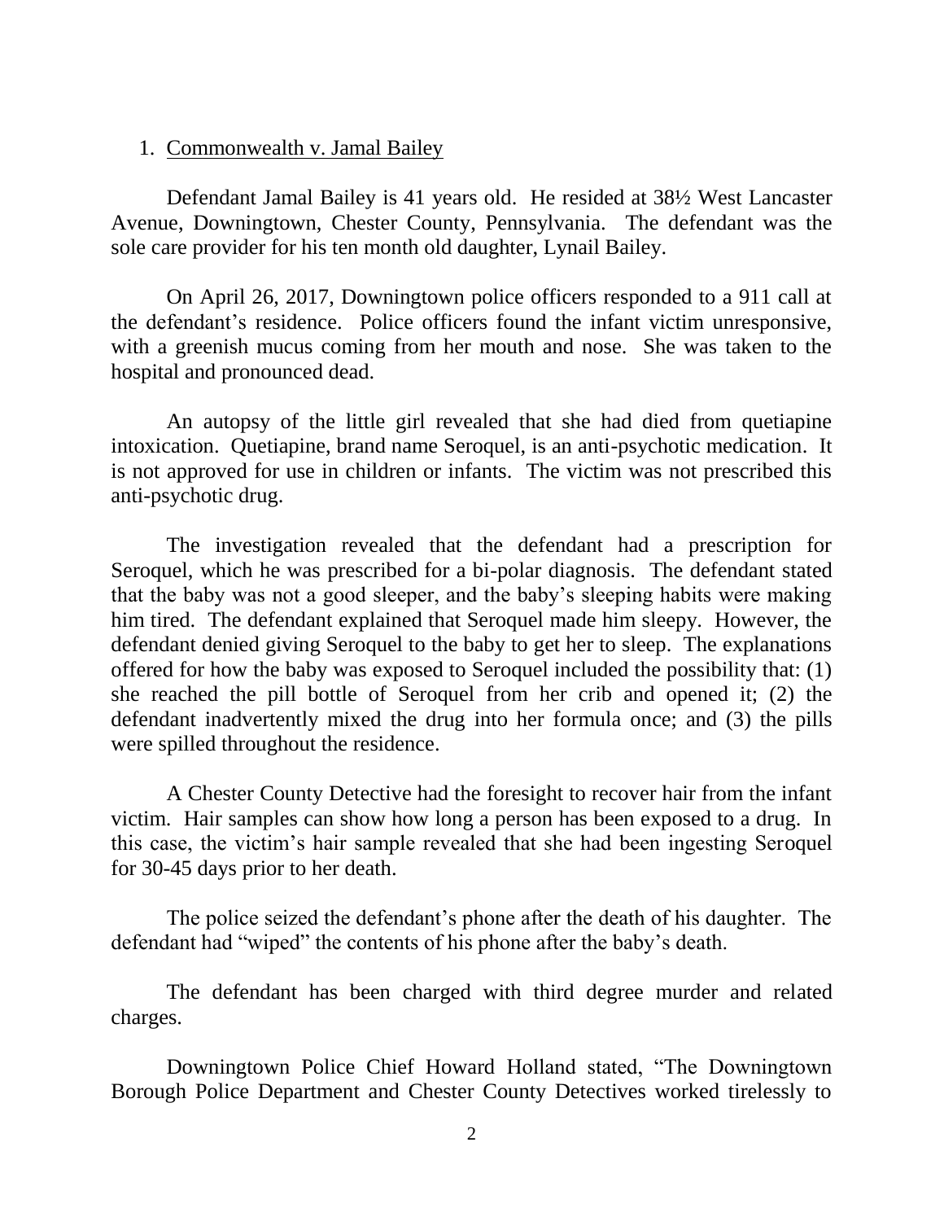1. <u>Commonwealth v. Jamal Bailey</u>

Defendant Jamal Bailey is 41 years old. He resided at 38½ West Lancaster Avenue, Downingtown, Chester County, Pennsylvania. The defendant was the sole care provider for his ten month old daughter, Lynail Bailey.

On April 26, 2017, Downingtown police officers responded to a 911 call at the defendant's residence. Police officers found the infant victim unresponsive, with a greenish mucus coming from her mouth and nose. She was taken to the hospital and pronounced dead.

An autopsy of the little girl revealed that she had died from quetiapine intoxication. Quetiapine, brand name Seroquel, is an anti-psychotic medication. It is not approved for use in children or infants. The victim was not prescribed this anti-psychotic drug.

The investigation revealed that the defendant had a prescription for Seroquel, which he was prescribed for a bi-polar diagnosis. The defendant stated that the baby was not a good sleeper, and the baby's sleeping habits were making him tired. The defendant explained that Seroquel made him sleepy. However, the defendant denied giving Seroquel to the baby to get her to sleep. The explanations offered for how the baby was exposed to Seroquel included the possibility that: (1) she reached the pill bottle of Seroquel from her crib and opened it; (2) the defendant inadvertently mixed the drug into her formula once; and (3) the pills were spilled throughout the residence.

A Chester County Detective had the foresight to recover hair from the infant victim. Hair samples can show how long a person has been exposed to a drug. In this case, the victim's hair sample revealed that she had been ingesting Seroquel for 30-45 days prior to her death.

The police seized the defendant's phone after the death of his daughter. The defendant had "wiped" the contents of his phone after the baby's death.

The defendant has been charged with third degree murder and related charges.

Downingtown Police Chief Howard Holland stated, "The Downingtown Borough Police Department and Chester County Detectives worked tirelessly to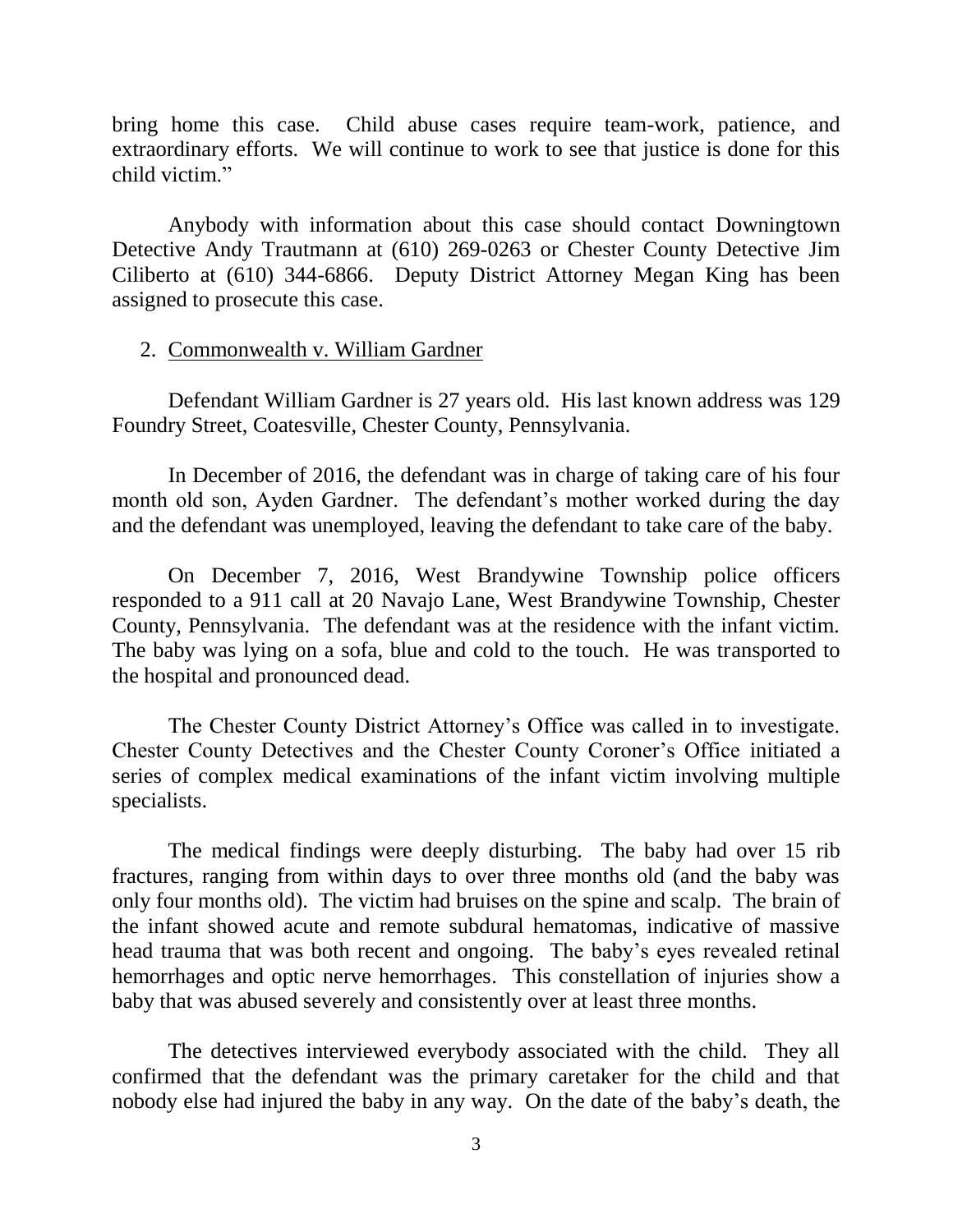bring home this case. Child abuse cases require team-work, patience, and extraordinary efforts. We will continue to work to see that justice is done for this child victim."

Anybody with information about this case should contact Downingtown Detective Andy Trautmann at (610) 269-0263 or Chester County Detective Jim Ciliberto at (610) 344-6866. Deputy District Attorney Megan King has been assigned to prosecute this case.

2. Commonwealth v. William Gardner

Defendant William Gardner is 27 years old. His last known address was 129 Foundry Street, Coatesville, Chester County, Pennsylvania.

In December of 2016, the defendant was in charge of taking care of his four month old son, Ayden Gardner. The defendant's mother worked during the day and the defendant was unemployed, leaving the defendant to take care of the baby.

On December 7, 2016, West Brandywine Township police officers responded to a 911 call at 20 Navajo Lane, West Brandywine Township, Chester County, Pennsylvania. The defendant was at the residence with the infant victim. The baby was lying on a sofa, blue and cold to the touch. He was transported to the hospital and pronounced dead.

The Chester County District Attorney's Office was called in to investigate. Chester County Detectives and the Chester County Coroner's Office initiated a series of complex medical examinations of the infant victim involving multiple specialists.

The medical findings were deeply disturbing. The baby had over 15 rib fractures, ranging from within days to over three months old (and the baby was only four months old). The victim had bruises on the spine and scalp. The brain of the infant showed acute and remote subdural hematomas, indicative of massive head trauma that was both recent and ongoing. The baby's eyes revealed retinal hemorrhages and optic nerve hemorrhages. This constellation of injuries show a baby that was abused severely and consistently over at least three months.

The detectives interviewed everybody associated with the child. They all confirmed that the defendant was the primary caretaker for the child and that nobody else had injured the baby in any way. On the date of the baby's death, the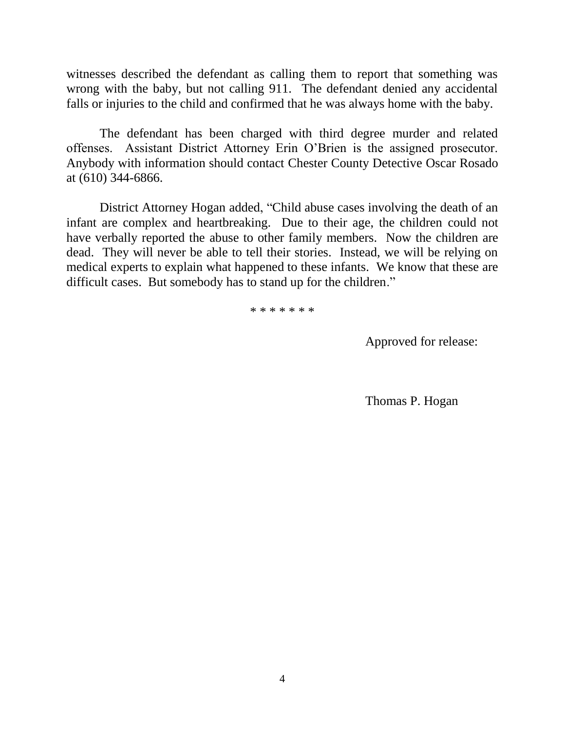witnesses described the defendant as calling them to report that something was wrong with the baby, but not calling 911. The defendant denied any accidental falls or injuries to the child and confirmed that he was always home with the baby.

The defendant has been charged with third degree murder and related offenses. Assistant District Attorney Erin O'Brien is the assigned prosecutor. Anybody with information should contact Chester County Detective Oscar Rosado at (610) 344-6866.

District Attorney Hogan added, "Child abuse cases involving the death of an infant are complex and heartbreaking. Due to their age, the children could not have verbally reported the abuse to other family members. Now the children are dead. They will never be able to tell their stories. Instead, we will be relying on medical experts to explain what happened to these infants. We know that these are difficult cases. But somebody has to stand up for the children."

\* \* \* \* \* \* \*

Approved for release:

Thomas P. Hogan